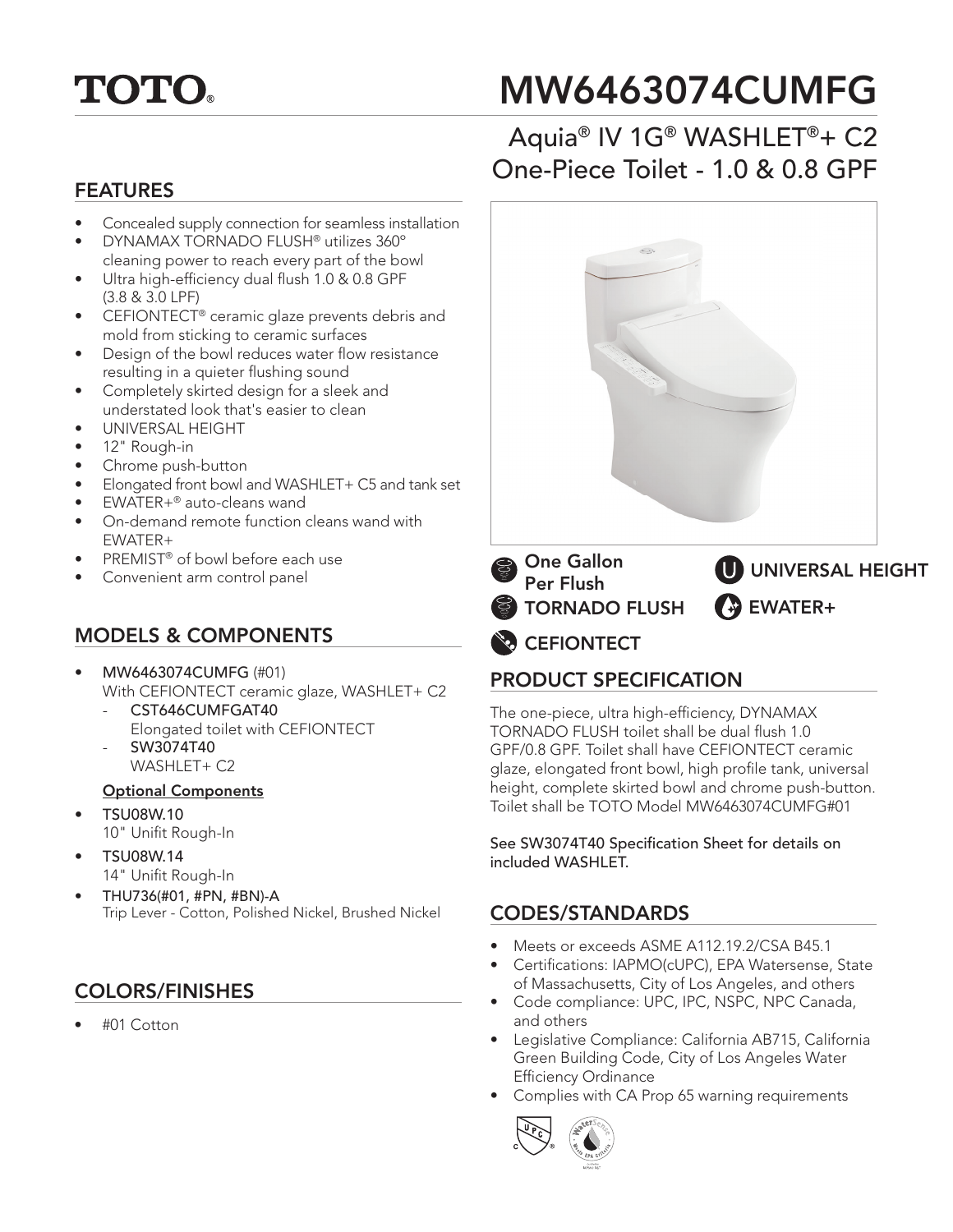# TOTO®

# MW6463074CUMFG

## Aquia® IV 1G® WASHLET®+ C2 One-Piece Toilet - 1.0 & 0.8 GPF

## FEATURES

- Concealed supply connection for seamless installation
- DYNAMAX TORNADO FLUSH® utilizes 360º cleaning power to reach every part of the bowl
- Ultra high-efficiency dual flush 1.0 & 0.8 GPF (3.8 & 3.0 LPF)
- CEFIONTECT® ceramic glaze prevents debris and mold from sticking to ceramic surfaces
- Design of the bowl reduces water flow resistance resulting in a quieter flushing sound
- Completely skirted design for a sleek and understated look that's easier to clean
- UNIVERSAL HEIGHT
- 12" Rough-in
- Chrome push-button
- Elongated front bowl and WASHLET+ C5 and tank set
- EWATER+® auto-cleans wand
- On-demand remote function cleans wand with EWATER+
- PREMIST® of bowl before each use
- Convenient arm control panel

One Gallon Per Flush

TORNADO FLUSH

CEFIONTECT

UNIVERSAL HEIGHT

EWATER+

## MODELS & COMPONENTS

- MW6463074CUMFG (#01)
  With CEFIONTECT ceramic glaze, WASHLET+ C2
  - CST646CUMFGAT40
    Elongated toilet with CEFIONTECT
  - SW3074T40
    WASHLET+ C2

**Optional Components**

- TSU08W.10
  10" Unifit Rough-In
- TSU08W.14
  14" Unifit Rough-In
- THU736(#01, #PN, #BN)-A
  Trip Lever - Cotton, Polished Nickel, Brushed Nickel

## COLORS/FINISHES

- #01 Cotton

## PRODUCT SPECIFICATION

The one-piece, ultra high-efficiency, DYNAMAX TORNADO FLUSH toilet shall be dual flush 1.0 GPF/0.8 GPF. Toilet shall have CEFIONTECT ceramic glaze, elongated front bowl, high profile tank, universal height, complete skirted bowl and chrome push-button. Toilet shall be TOTO Model MW6463074CUMFG#01

See SW3074T40 Specification Sheet for details on included WASHLET.

## CODES/STANDARDS

- Meets or exceeds ASME A112.19.2/CSA B45.1
- Certifications: IAPMO(cUPC), EPA Watersense, State of Massachusetts, City of Los Angeles, and others
- Code compliance: UPC, IPC, NSPC, NPC Canada, and others
- Legislative Compliance: California AB715, California Green Building Code, City of Los Angeles Water Efficiency Ordinance
- Complies with CA Prop 65 warning requirements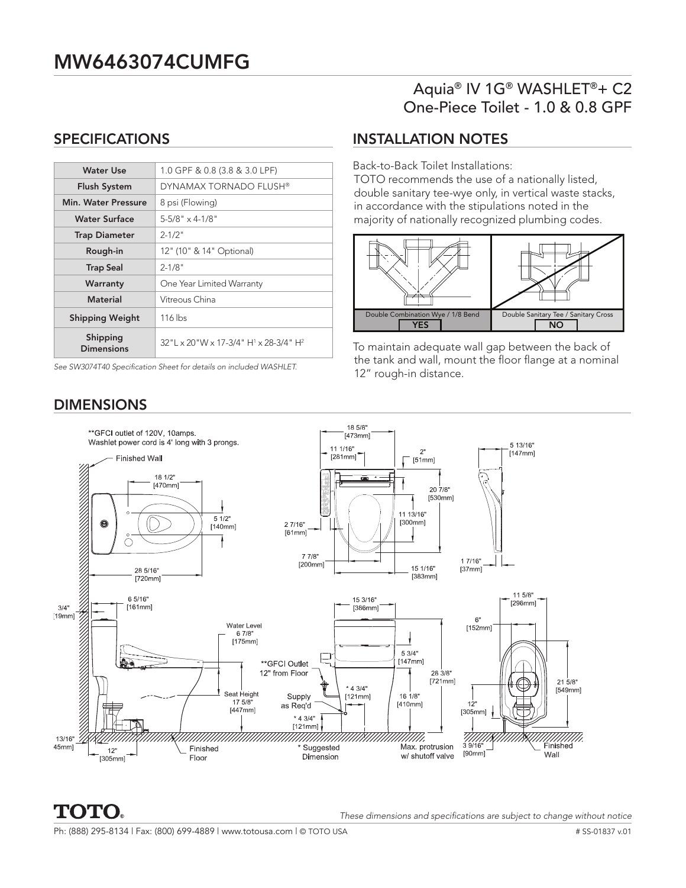# MW6463074CUMFG

Aquia® IV 1G® WASHLET®+ C2
One-Piece Toilet - 1.0 & 0.8 GPF

## SPECIFICATIONS

| | |
|---|---|
| Water Use | 1.0 GPF & 0.8 (3.8 & 3.0 LPF) |
| Flush System | DYNAMAX TORNADO FLUSH® |
| Min. Water Pressure | 8 psi (Flowing) |
| Water Surface | 5-5/8" x 4-1/8" |
| Trap Diameter | 2-1/2" |
| Rough-in | 12" (10" & 14" Optional) |
| Trap Seal | 2-1/8" |
| Warranty | One Year Limited Warranty |
| Material | Vitreous China |
| Shipping Weight | 116 lbs |
| Shipping Dimensions | 32"L x 20"W x 17-3/4" H[1] x 28-3/4" H[2] |

*See SW3074T40 Specification Sheet for details on included WASHLET.*

## INSTALLATION NOTES

Back-to-Back Toilet Installations:
TOTO recommends the use of a nationally listed, double sanitary tee-wye only, in vertical waste stacks, in accordance with the stipulations noted in the majority of nationally recognized plumbing codes.

Double Combination Wye / 1/8 Bend
YES

Double Sanitary Tee / Sanitary Cross
NO

To maintain adequate wall gap between the back of the tank and wall, mount the floor flange at a nominal 12" rough-in distance.

## DIMENSIONS

**GFCI outlet of 120V, 10amps.
Washlet power cord is 4' long with 3 prongs.

Finished Wall
18 1/2" [470mm]
5 1/2" [140mm]
28 5/16" [720mm]
18 5/8" [473mm]
11 1/16" [281mm]
2" [51mm]
20 7/8" [530mm]
11 13/16" [300mm]
2 7/16" [61mm]
7 7/8" [200mm]
15 1/16" [383mm]
5 13/16" [147mm]
1 7/16" [37mm]
6 5/16" [161mm]
3/4" [19mm]
Water Level 6 7/8" [175mm]
Seat Height 17 5/8" [447mm]
13/16" [45mm]
12" [305mm]
Finished Floor
15 3/16" [386mm]
**GFCI Outlet 12" from Floor
5 3/4" [147mm]
* 4 3/4" [121mm]
Supply as Req'd
* 4 3/4" [121mm]
16 1/8" [410mm]
28 3/8" [721mm]
* Suggested Dimension
Max. protrusion w/ shutoff valve
11 5/8" [296mm]
6" [152mm]
21 5/8" [549mm]
12" [305mm]
3 9/16" [90mm]
Finished Wall

*These dimensions and specifications are subject to change without notice*

TOTO®

Ph: (888) 295-8134 | Fax: (800) 699-4889 | www.totousa.com | © TOTO USA

# SS-01837 v.01